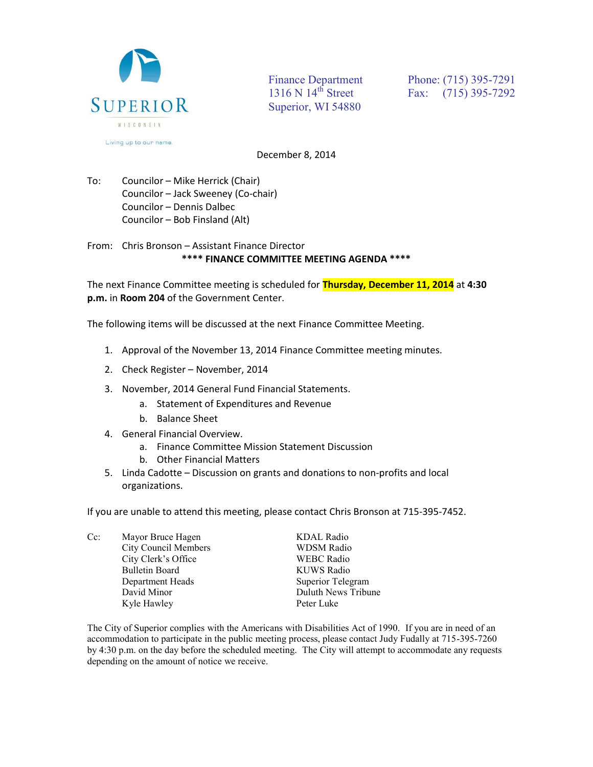SUPERIOR
WISCONSIN
Living up to our name.

Finance Department
1316 N 14th Street
Superior, WI 54880

Phone: (715) 395-7291
Fax: (715) 395-7292

December 8, 2014

To: Councilor – Mike Herrick (Chair)
Councilor – Jack Sweeney (Co-chair)
Councilor – Dennis Dalbec
Councilor – Bob Finsland (Alt)

From: Chris Bronson – Assistant Finance Director

**\*\*\*\* FINANCE COMMITTEE MEETING AGENDA \*\*\*\***

The next Finance Committee meeting is scheduled for **Thursday, December 11, 2014** at **4:30 p.m.** in **Room 204** of the Government Center.

The following items will be discussed at the next Finance Committee Meeting.

1. Approval of the November 13, 2014 Finance Committee meeting minutes.
2. Check Register – November, 2014
3. November, 2014 General Fund Financial Statements.
   a. Statement of Expenditures and Revenue
   b. Balance Sheet
4. General Financial Overview.
   a. Finance Committee Mission Statement Discussion
   b. Other Financial Matters
5. Linda Cadotte – Discussion on grants and donations to non-profits and local organizations.

If you are unable to attend this meeting, please contact Chris Bronson at 715-395-7452.

Cc: Mayor Bruce Hagen
City Council Members
City Clerk's Office
Bulletin Board
Department Heads
David Minor
Kyle Hawley
KDAL Radio
WDSM Radio
WEBC Radio
KUWS Radio
Superior Telegram
Duluth News Tribune
Peter Luke

The City of Superior complies with the Americans with Disabilities Act of 1990. If you are in need of an accommodation to participate in the public meeting process, please contact Judy Fudally at 715-395-7260 by 4:30 p.m. on the day before the scheduled meeting. The City will attempt to accommodate any requests depending on the amount of notice we receive.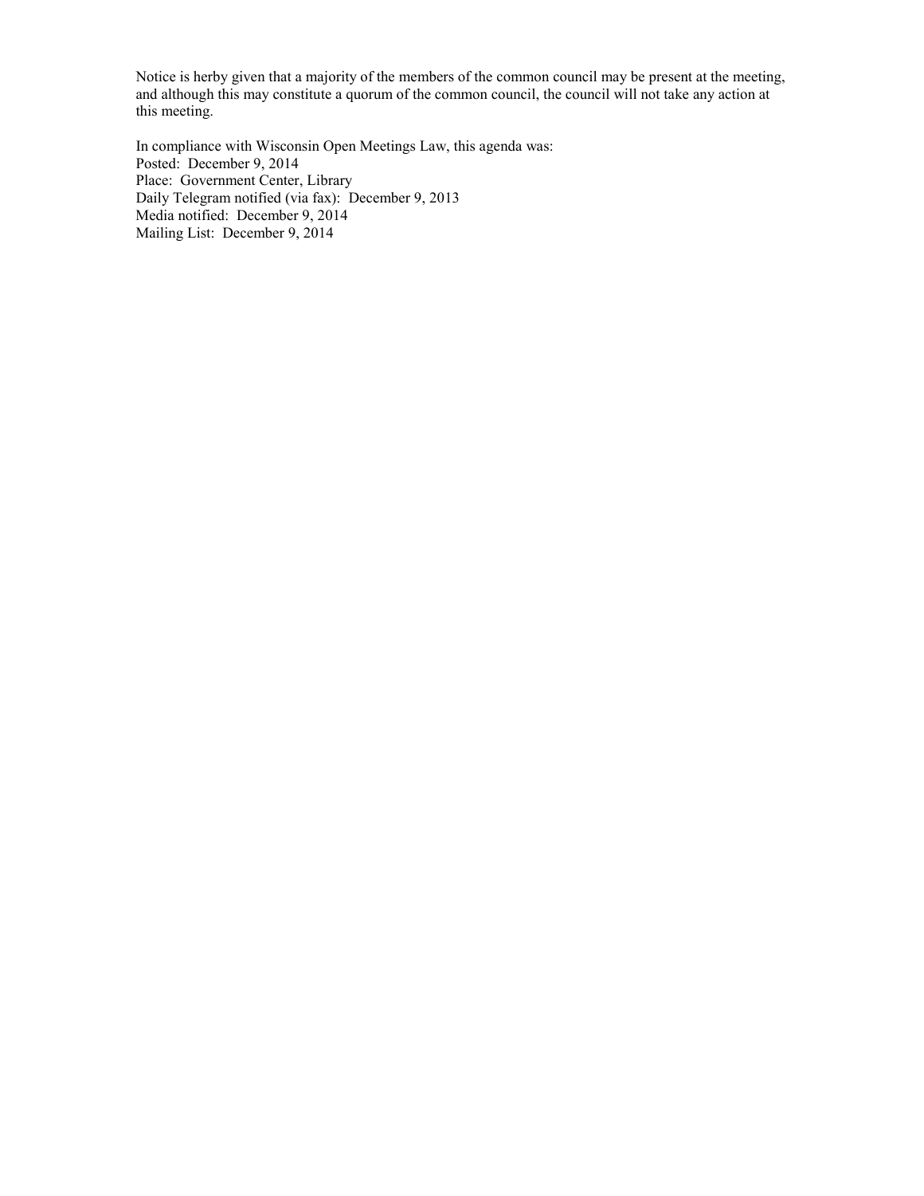Notice is herby given that a majority of the members of the common council may be present at the meeting, and although this may constitute a quorum of the common council, the council will not take any action at this meeting.

In compliance with Wisconsin Open Meetings Law, this agenda was:
Posted: December 9, 2014
Place: Government Center, Library
Daily Telegram notified (via fax): December 9, 2013
Media notified: December 9, 2014
Mailing List: December 9, 2014